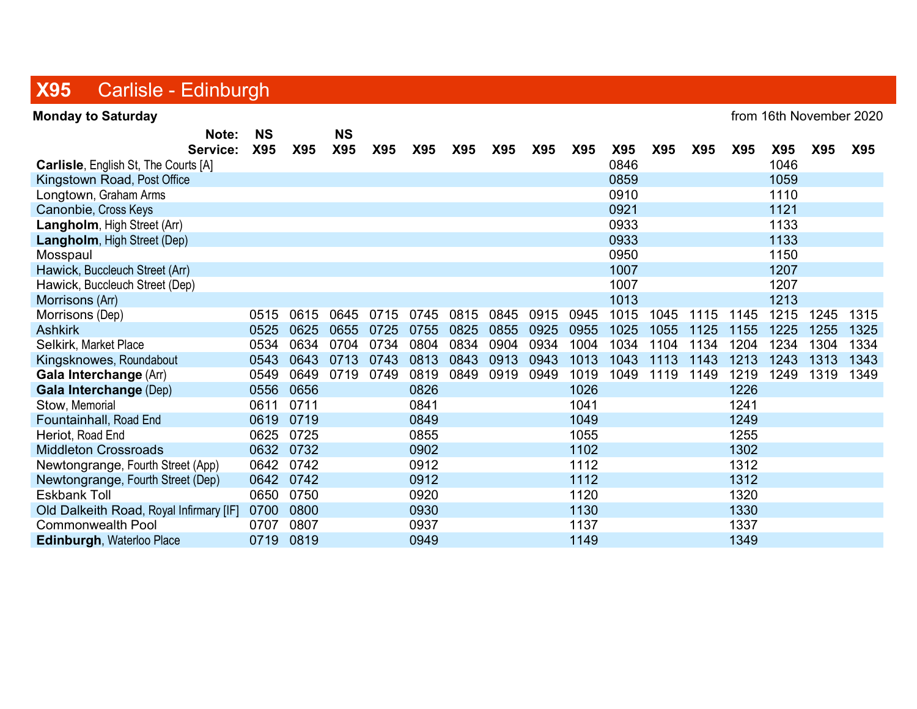# X95 Carlisle - Edinburgh

**Monday to Saturday** from 16th November 2020

| Note: | NS | | NS | | | | | | | | | | | | | |
|---|---|---|---|---|---|---|---|---|---|---|---|---|---|---|---|---|
| **Service:** | **X95** | **X95** | **X95** | **X95** | **X95** | **X95** | **X95** | **X95** | **X95** | **X95** | **X95** | **X95** | **X95** | **X95** | **X95** | **X95** |
| **Carlisle**, English St, The Courts [A] | | | | | | | | | | 0846 | | | | 1046 | | |
| Kingstown Road, Post Office | | | | | | | | | | 0859 | | | | 1059 | | |
| Longtown, Graham Arms | | | | | | | | | | 0910 | | | | 1110 | | |
| Canonbie, Cross Keys | | | | | | | | | | 0921 | | | | 1121 | | |
| **Langholm**, High Street (Arr) | | | | | | | | | | 0933 | | | | 1133 | | |
| **Langholm**, High Street (Dep) | | | | | | | | | | 0933 | | | | 1133 | | |
| Mosspaul | | | | | | | | | | 0950 | | | | 1150 | | |
| Hawick, Buccleuch Street (Arr) | | | | | | | | | | 1007 | | | | 1207 | | |
| Hawick, Buccleuch Street (Dep) | | | | | | | | | | 1007 | | | | 1207 | | |
| Morrisons (Arr) | | | | | | | | | | 1013 | | | | 1213 | | |
| Morrisons (Dep) | 0515 | 0615 | 0645 | 0715 | 0745 | 0815 | 0845 | 0915 | 0945 | 1015 | 1045 | 1115 | 1145 | 1215 | 1245 | 1315 |
| Ashkirk | 0525 | 0625 | 0655 | 0725 | 0755 | 0825 | 0855 | 0925 | 0955 | 1025 | 1055 | 1125 | 1155 | 1225 | 1255 | 1325 |
| Selkirk, Market Place | 0534 | 0634 | 0704 | 0734 | 0804 | 0834 | 0904 | 0934 | 1004 | 1034 | 1104 | 1134 | 1204 | 1234 | 1304 | 1334 |
| Kingsknowes, Roundabout | 0543 | 0643 | 0713 | 0743 | 0813 | 0843 | 0913 | 0943 | 1013 | 1043 | 1113 | 1143 | 1213 | 1243 | 1313 | 1343 |
| **Gala Interchange** (Arr) | 0549 | 0649 | 0719 | 0749 | 0819 | 0849 | 0919 | 0949 | 1019 | 1049 | 1119 | 1149 | 1219 | 1249 | 1319 | 1349 |
| **Gala Interchange** (Dep) | 0556 | 0656 | | | 0826 | | | | 1026 | | | | 1226 | | | |
| Stow, Memorial | 0611 | 0711 | | | 0841 | | | | 1041 | | | | 1241 | | | |
| Fountainhall, Road End | 0619 | 0719 | | | 0849 | | | | 1049 | | | | 1249 | | | |
| Heriot, Road End | 0625 | 0725 | | | 0855 | | | | 1055 | | | | 1255 | | | |
| Middleton Crossroads | 0632 | 0732 | | | 0902 | | | | 1102 | | | | 1302 | | | |
| Newtongrange, Fourth Street (App) | 0642 | 0742 | | | 0912 | | | | 1112 | | | | 1312 | | | |
| Newtongrange, Fourth Street (Dep) | 0642 | 0742 | | | 0912 | | | | 1112 | | | | 1312 | | | |
| Eskbank Toll | 0650 | 0750 | | | 0920 | | | | 1120 | | | | 1320 | | | |
| Old Dalkeith Road, Royal Infirmary [IF] | 0700 | 0800 | | | 0930 | | | | 1130 | | | | 1330 | | | |
| Commonwealth Pool | 0707 | 0807 | | | 0937 | | | | 1137 | | | | 1337 | | | |
| **Edinburgh**, Waterloo Place | 0719 | 0819 | | | 0949 | | | | 1149 | | | | 1349 | | | |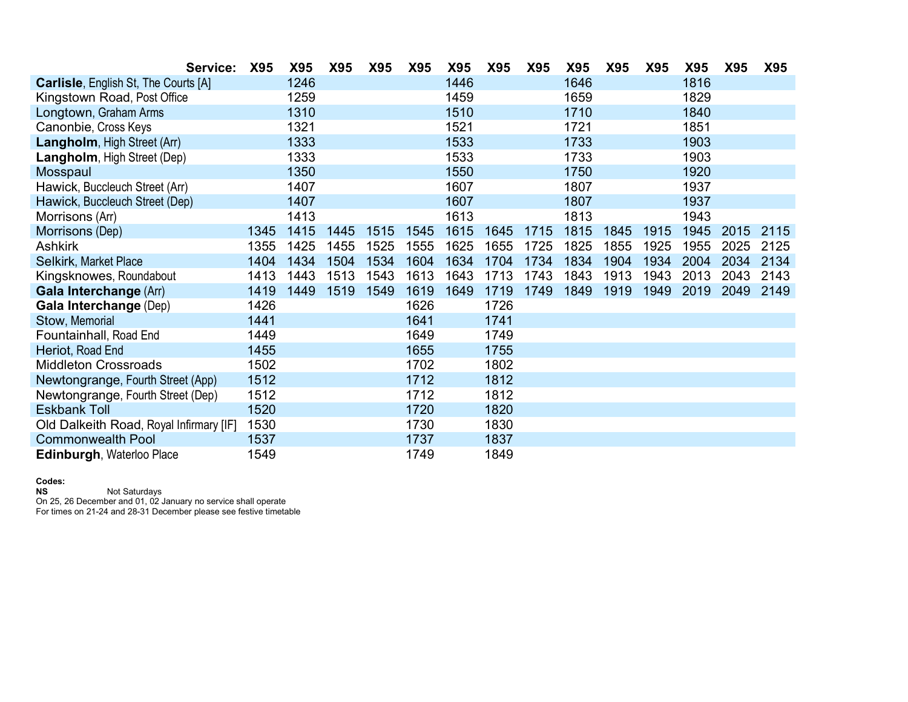| Service: | X95 | X95 | X95 | X95 | X95 | X95 | X95 | X95 | X95 | X95 | X95 | X95 | X95 | X95 |
|---|---|---|---|---|---|---|---|---|---|---|---|---|---|---|
| **Carlisle**, English St, The Courts [A] | | 1246 | | | | 1446 | | | 1646 | | | 1816 | | |
| Kingstown Road, Post Office | | 1259 | | | | 1459 | | | 1659 | | | 1829 | | |
| Longtown, Graham Arms | | 1310 | | | | 1510 | | | 1710 | | | 1840 | | |
| Canonbie, Cross Keys | | 1321 | | | | 1521 | | | 1721 | | | 1851 | | |
| **Langholm**, High Street (Arr) | | 1333 | | | | 1533 | | | 1733 | | | 1903 | | |
| **Langholm**, High Street (Dep) | | 1333 | | | | 1533 | | | 1733 | | | 1903 | | |
| Mosspaul | | 1350 | | | | 1550 | | | 1750 | | | 1920 | | |
| Hawick, Buccleuch Street (Arr) | | 1407 | | | | 1607 | | | 1807 | | | 1937 | | |
| Hawick, Buccleuch Street (Dep) | | 1407 | | | | 1607 | | | 1807 | | | 1937 | | |
| Morrisons (Arr) | | 1413 | | | | 1613 | | | 1813 | | | 1943 | | |
| Morrisons (Dep) | 1345 | 1415 | 1445 | 1515 | 1545 | 1615 | 1645 | 1715 | 1815 | 1845 | 1915 | 1945 | 2015 | 2115 |
| Ashkirk | 1355 | 1425 | 1455 | 1525 | 1555 | 1625 | 1655 | 1725 | 1825 | 1855 | 1925 | 1955 | 2025 | 2125 |
| Selkirk, Market Place | 1404 | 1434 | 1504 | 1534 | 1604 | 1634 | 1704 | 1734 | 1834 | 1904 | 1934 | 2004 | 2034 | 2134 |
| Kingsknowes, Roundabout | 1413 | 1443 | 1513 | 1543 | 1613 | 1643 | 1713 | 1743 | 1843 | 1913 | 1943 | 2013 | 2043 | 2143 |
| **Gala Interchange** (Arr) | 1419 | 1449 | 1519 | 1549 | 1619 | 1649 | 1719 | 1749 | 1849 | 1919 | 1949 | 2019 | 2049 | 2149 |
| **Gala Interchange** (Dep) | 1426 | | | | 1626 | | 1726 | | | | | | | |
| Stow, Memorial | 1441 | | | | 1641 | | 1741 | | | | | | | |
| Fountainhall, Road End | 1449 | | | | 1649 | | 1749 | | | | | | | |
| Heriot, Road End | 1455 | | | | 1655 | | 1755 | | | | | | | |
| Middleton Crossroads | 1502 | | | | 1702 | | 1802 | | | | | | | |
| Newtongrange, Fourth Street (App) | 1512 | | | | 1712 | | 1812 | | | | | | | |
| Newtongrange, Fourth Street (Dep) | 1512 | | | | 1712 | | 1812 | | | | | | | |
| Eskbank Toll | 1520 | | | | 1720 | | 1820 | | | | | | | |
| Old Dalkeith Road, Royal Infirmary [IF] | 1530 | | | | 1730 | | 1830 | | | | | | | |
| Commonwealth Pool | 1537 | | | | 1737 | | 1837 | | | | | | | |
| **Edinburgh**, Waterloo Place | 1549 | | | | 1749 | | 1849 | | | | | | | |

**Codes:**
**NS** Not Saturdays
On 25, 26 December and 01, 02 January no service shall operate
For times on 21-24 and 28-31 December please see festive timetable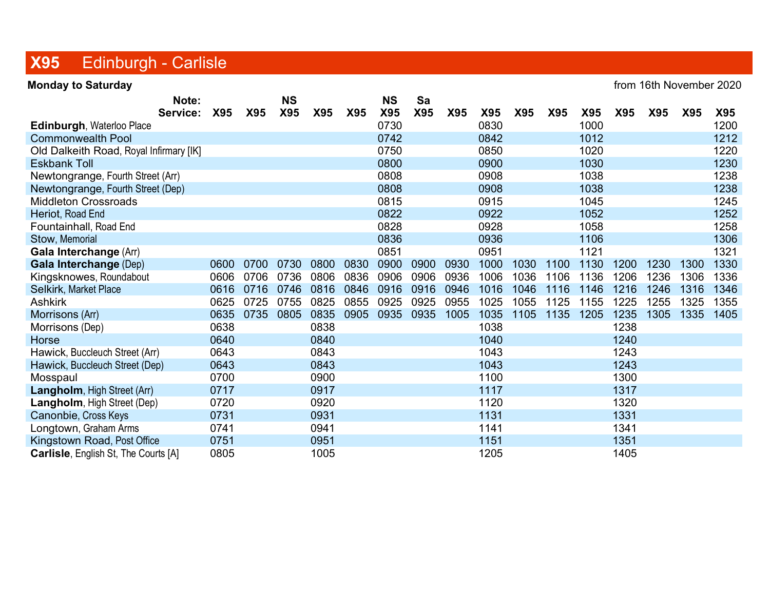# X95 Edinburgh - Carlisle

**Monday to Saturday** from 16th November 2020

| Note: | | | NS | | | NS | Sa | | | | | | | | | |
|---|---|---|---|---|---|---|---|---|---|---|---|---|---|---|---|---|
| **Service:** | **X95** | **X95** | **X95** | **X95** | **X95** | **X95** | **X95** | **X95** | **X95** | **X95** | **X95** | **X95** | **X95** | **X95** | **X95** | **X95** |
| **Edinburgh**, Waterloo Place | | | | | | 0730 | | | 0830 | | | 1000 | | | | 1200 |
| Commonwealth Pool | | | | | | 0742 | | | 0842 | | | 1012 | | | | 1212 |
| Old Dalkeith Road, Royal Infirmary [IK] | | | | | | 0750 | | | 0850 | | | 1020 | | | | 1220 |
| Eskbank Toll | | | | | | 0800 | | | 0900 | | | 1030 | | | | 1230 |
| Newtongrange, Fourth Street (Arr) | | | | | | 0808 | | | 0908 | | | 1038 | | | | 1238 |
| Newtongrange, Fourth Street (Dep) | | | | | | 0808 | | | 0908 | | | 1038 | | | | 1238 |
| Middleton Crossroads | | | | | | 0815 | | | 0915 | | | 1045 | | | | 1245 |
| Heriot, Road End | | | | | | 0822 | | | 0922 | | | 1052 | | | | 1252 |
| Fountainhall, Road End | | | | | | 0828 | | | 0928 | | | 1058 | | | | 1258 |
| Stow, Memorial | | | | | | 0836 | | | 0936 | | | 1106 | | | | 1306 |
| **Gala Interchange** (Arr) | | | | | | 0851 | | | 0951 | | | 1121 | | | | 1321 |
| **Gala Interchange** (Dep) | 0600 | 0700 | 0730 | 0800 | 0830 | 0900 | 0900 | 0930 | 1000 | 1030 | 1100 | 1130 | 1200 | 1230 | 1300 | 1330 |
| Kingsknowes, Roundabout | 0606 | 0706 | 0736 | 0806 | 0836 | 0906 | 0906 | 0936 | 1006 | 1036 | 1106 | 1136 | 1206 | 1236 | 1306 | 1336 |
| Selkirk, Market Place | 0616 | 0716 | 0746 | 0816 | 0846 | 0916 | 0916 | 0946 | 1016 | 1046 | 1116 | 1146 | 1216 | 1246 | 1316 | 1346 |
| Ashkirk | 0625 | 0725 | 0755 | 0825 | 0855 | 0925 | 0925 | 0955 | 1025 | 1055 | 1125 | 1155 | 1225 | 1255 | 1325 | 1355 |
| Morrisons (Arr) | 0635 | 0735 | 0805 | 0835 | 0905 | 0935 | 0935 | 1005 | 1035 | 1105 | 1135 | 1205 | 1235 | 1305 | 1335 | 1405 |
| Morrisons (Dep) | 0638 | | | 0838 | | | | | 1038 | | | | 1238 | | | |
| Horse | 0640 | | | 0840 | | | | | 1040 | | | | 1240 | | | |
| Hawick, Buccleuch Street (Arr) | 0643 | | | 0843 | | | | | 1043 | | | | 1243 | | | |
| Hawick, Buccleuch Street (Dep) | 0643 | | | 0843 | | | | | 1043 | | | | 1243 | | | |
| Mosspaul | 0700 | | | 0900 | | | | | 1100 | | | | 1300 | | | |
| **Langholm**, High Street (Arr) | 0717 | | | 0917 | | | | | 1117 | | | | 1317 | | | |
| **Langholm**, High Street (Dep) | 0720 | | | 0920 | | | | | 1120 | | | | 1320 | | | |
| Canonbie, Cross Keys | 0731 | | | 0931 | | | | | 1131 | | | | 1331 | | | |
| Longtown, Graham Arms | 0741 | | | 0941 | | | | | 1141 | | | | 1341 | | | |
| Kingstown Road, Post Office | 0751 | | | 0951 | | | | | 1151 | | | | 1351 | | | |
| **Carlisle**, English St, The Courts [A] | 0805 | | | 1005 | | | | | 1205 | | | | 1405 | | | |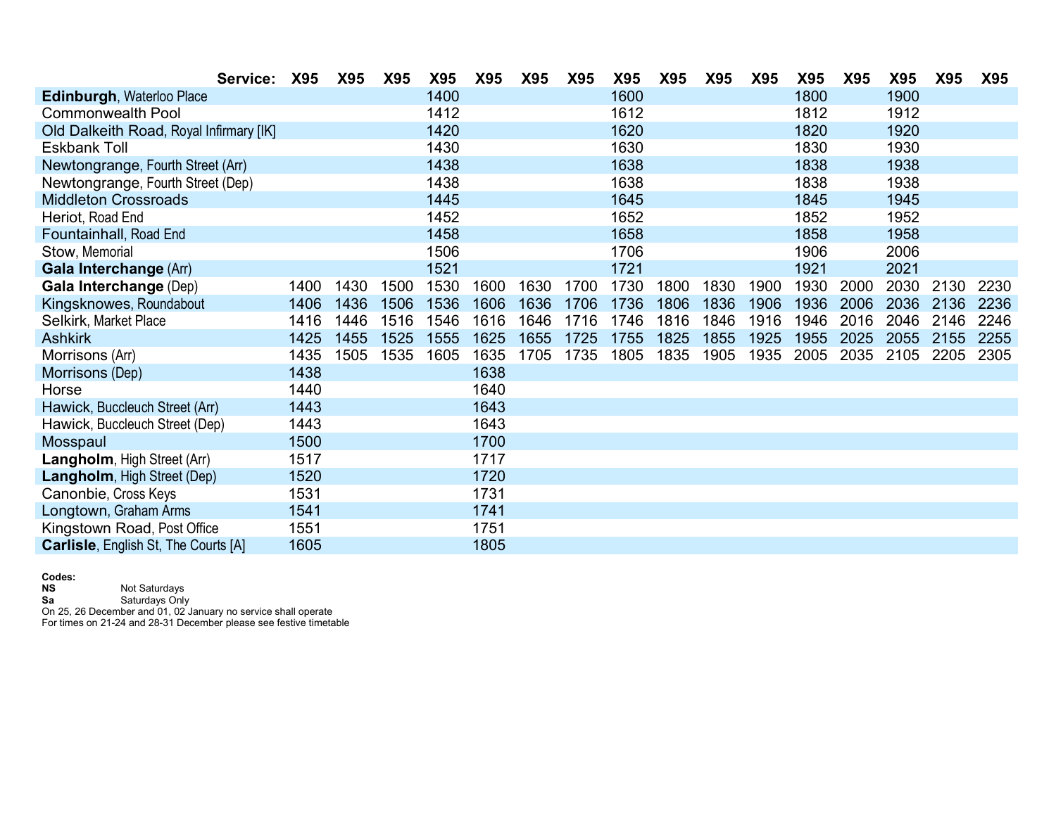| Service: | X95 | X95 | X95 | X95 | X95 | X95 | X95 | X95 | X95 | X95 | X95 | X95 | X95 | X95 | X95 | X95 |
|---|---|---|---|---|---|---|---|---|---|---|---|---|---|---|---|---|
| **Edinburgh**, Waterloo Place | | | | 1400 | | | | 1600 | | | | 1800 | | 1900 | | |
| Commonwealth Pool | | | | 1412 | | | | 1612 | | | | 1812 | | 1912 | | |
| Old Dalkeith Road, Royal Infirmary [IK] | | | | 1420 | | | | 1620 | | | | 1820 | | 1920 | | |
| Eskbank Toll | | | | 1430 | | | | 1630 | | | | 1830 | | 1930 | | |
| Newtongrange, Fourth Street (Arr) | | | | 1438 | | | | 1638 | | | | 1838 | | 1938 | | |
| Newtongrange, Fourth Street (Dep) | | | | 1438 | | | | 1638 | | | | 1838 | | 1938 | | |
| Middleton Crossroads | | | | 1445 | | | | 1645 | | | | 1845 | | 1945 | | |
| Heriot, Road End | | | | 1452 | | | | 1652 | | | | 1852 | | 1952 | | |
| Fountainhall, Road End | | | | 1458 | | | | 1658 | | | | 1858 | | 1958 | | |
| Stow, Memorial | | | | 1506 | | | | 1706 | | | | 1906 | | 2006 | | |
| **Gala Interchange** (Arr) | | | | 1521 | | | | 1721 | | | | 1921 | | 2021 | | |
| **Gala Interchange** (Dep) | 1400 | 1430 | 1500 | 1530 | 1600 | 1630 | 1700 | 1730 | 1800 | 1830 | 1900 | 1930 | 2000 | 2030 | 2130 | 2230 |
| Kingsknowes, Roundabout | 1406 | 1436 | 1506 | 1536 | 1606 | 1636 | 1706 | 1736 | 1806 | 1836 | 1906 | 1936 | 2006 | 2036 | 2136 | 2236 |
| Selkirk, Market Place | 1416 | 1446 | 1516 | 1546 | 1616 | 1646 | 1716 | 1746 | 1816 | 1846 | 1916 | 1946 | 2016 | 2046 | 2146 | 2246 |
| Ashkirk | 1425 | 1455 | 1525 | 1555 | 1625 | 1655 | 1725 | 1755 | 1825 | 1855 | 1925 | 1955 | 2025 | 2055 | 2155 | 2255 |
| Morrisons (Arr) | 1435 | 1505 | 1535 | 1605 | 1635 | 1705 | 1735 | 1805 | 1835 | 1905 | 1935 | 2005 | 2035 | 2105 | 2205 | 2305 |
| Morrisons (Dep) | 1438 | | | | 1638 | | | | | | | | | | | |
| Horse | 1440 | | | | 1640 | | | | | | | | | | | |
| Hawick, Buccleuch Street (Arr) | 1443 | | | | 1643 | | | | | | | | | | | |
| Hawick, Buccleuch Street (Dep) | 1443 | | | | 1643 | | | | | | | | | | | |
| Mosspaul | 1500 | | | | 1700 | | | | | | | | | | | |
| **Langholm**, High Street (Arr) | 1517 | | | | 1717 | | | | | | | | | | | |
| **Langholm**, High Street (Dep) | 1520 | | | | 1720 | | | | | | | | | | | |
| Canonbie, Cross Keys | 1531 | | | | 1731 | | | | | | | | | | | |
| Longtown, Graham Arms | 1541 | | | | 1741 | | | | | | | | | | | |
| Kingstown Road, Post Office | 1551 | | | | 1751 | | | | | | | | | | | |
| **Carlisle**, English St, The Courts [A] | 1605 | | | | 1805 | | | | | | | | | | | |

**Codes:**

**NS** Not Saturdays

**Sa** Saturdays Only

On 25, 26 December and 01, 02 January no service shall operate

For times on 21-24 and 28-31 December please see festive timetable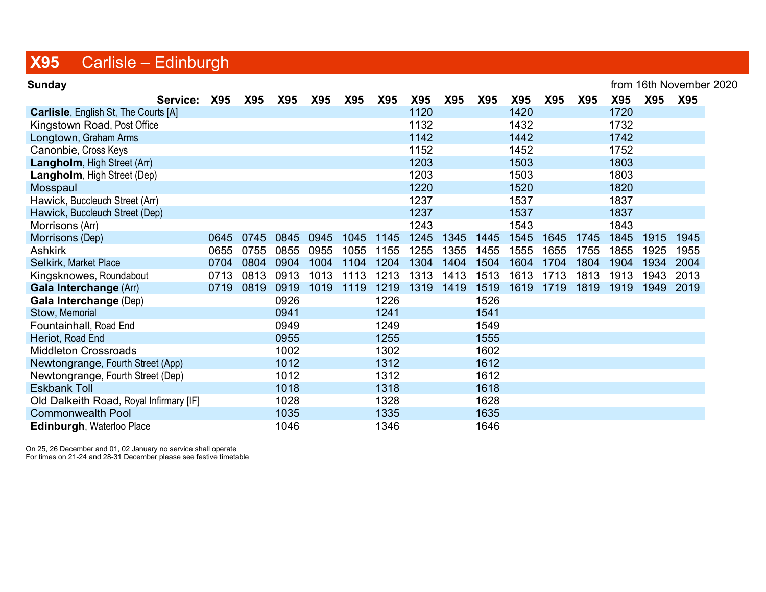# X95 Carlisle – Edinburgh

**Sunday** from 16th November 2020

| Service: | X95 | X95 | X95 | X95 | X95 | X95 | X95 | X95 | X95 | X95 | X95 | X95 | X95 | X95 | X95 |
|---|---|---|---|---|---|---|---|---|---|---|---|---|---|---|---|
| **Carlisle**, English St, The Courts [A] | | | | | | | 1120 | | | 1420 | | | 1720 | | |
| Kingstown Road, Post Office | | | | | | | 1132 | | | 1432 | | | 1732 | | |
| Longtown, Graham Arms | | | | | | | 1142 | | | 1442 | | | 1742 | | |
| Canonbie, Cross Keys | | | | | | | 1152 | | | 1452 | | | 1752 | | |
| **Langholm**, High Street (Arr) | | | | | | | 1203 | | | 1503 | | | 1803 | | |
| **Langholm**, High Street (Dep) | | | | | | | 1203 | | | 1503 | | | 1803 | | |
| Mosspaul | | | | | | | 1220 | | | 1520 | | | 1820 | | |
| Hawick, Buccleuch Street (Arr) | | | | | | | 1237 | | | 1537 | | | 1837 | | |
| Hawick, Buccleuch Street (Dep) | | | | | | | 1237 | | | 1537 | | | 1837 | | |
| Morrisons (Arr) | | | | | | | 1243 | | | 1543 | | | 1843 | | |
| Morrisons (Dep) | 0645 | 0745 | 0845 | 0945 | 1045 | 1145 | 1245 | 1345 | 1445 | 1545 | 1645 | 1745 | 1845 | 1915 | 1945 |
| Ashkirk | 0655 | 0755 | 0855 | 0955 | 1055 | 1155 | 1255 | 1355 | 1455 | 1555 | 1655 | 1755 | 1855 | 1925 | 1955 |
| Selkirk, Market Place | 0704 | 0804 | 0904 | 1004 | 1104 | 1204 | 1304 | 1404 | 1504 | 1604 | 1704 | 1804 | 1904 | 1934 | 2004 |
| Kingsknowes, Roundabout | 0713 | 0813 | 0913 | 1013 | 1113 | 1213 | 1313 | 1413 | 1513 | 1613 | 1713 | 1813 | 1913 | 1943 | 2013 |
| **Gala Interchange** (Arr) | 0719 | 0819 | 0919 | 1019 | 1119 | 1219 | 1319 | 1419 | 1519 | 1619 | 1719 | 1819 | 1919 | 1949 | 2019 |
| **Gala Interchange** (Dep) | | | 0926 | | | 1226 | | | 1526 | | | | | | |
| Stow, Memorial | | | 0941 | | | 1241 | | | 1541 | | | | | | |
| Fountainhall, Road End | | | 0949 | | | 1249 | | | 1549 | | | | | | |
| Heriot, Road End | | | 0955 | | | 1255 | | | 1555 | | | | | | |
| Middleton Crossroads | | | 1002 | | | 1302 | | | 1602 | | | | | | |
| Newtongrange, Fourth Street (App) | | | 1012 | | | 1312 | | | 1612 | | | | | | |
| Newtongrange, Fourth Street (Dep) | | | 1012 | | | 1312 | | | 1612 | | | | | | |
| Eskbank Toll | | | 1018 | | | 1318 | | | 1618 | | | | | | |
| Old Dalkeith Road, Royal Infirmary [IF] | | | 1028 | | | 1328 | | | 1628 | | | | | | |
| Commonwealth Pool | | | 1035 | | | 1335 | | | 1635 | | | | | | |
| **Edinburgh**, Waterloo Place | | | 1046 | | | 1346 | | | 1646 | | | | | | |

On 25, 26 December and 01, 02 January no service shall operate
For times on 21-24 and 28-31 December please see festive timetable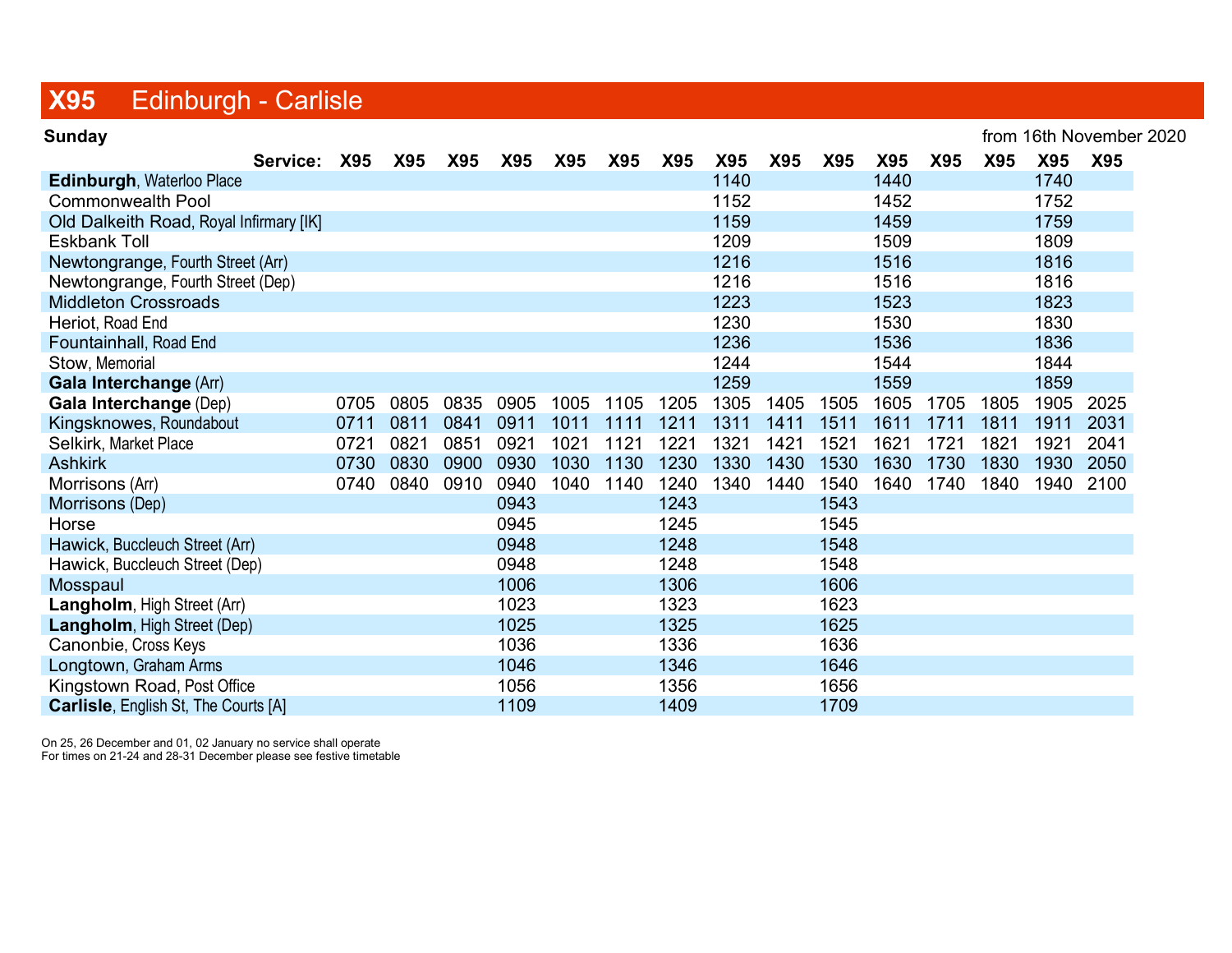# X95 Edinburgh - Carlisle

**Sunday** from 16th November 2020

| Service: | X95 | X95 | X95 | X95 | X95 | X95 | X95 | X95 | X95 | X95 | X95 | X95 | X95 | X95 | X95 |
|---|---|---|---|---|---|---|---|---|---|---|---|---|---|---|---|
| **Edinburgh**, Waterloo Place | | | | | | | | 1140 | | | 1440 | | | 1740 | |
| Commonwealth Pool | | | | | | | | 1152 | | | 1452 | | | 1752 | |
| Old Dalkeith Road, Royal Infirmary [IK] | | | | | | | | 1159 | | | 1459 | | | 1759 | |
| Eskbank Toll | | | | | | | | 1209 | | | 1509 | | | 1809 | |
| Newtongrange, Fourth Street (Arr) | | | | | | | | 1216 | | | 1516 | | | 1816 | |
| Newtongrange, Fourth Street (Dep) | | | | | | | | 1216 | | | 1516 | | | 1816 | |
| Middleton Crossroads | | | | | | | | 1223 | | | 1523 | | | 1823 | |
| Heriot, Road End | | | | | | | | 1230 | | | 1530 | | | 1830 | |
| Fountainhall, Road End | | | | | | | | 1236 | | | 1536 | | | 1836 | |
| Stow, Memorial | | | | | | | | 1244 | | | 1544 | | | 1844 | |
| **Gala Interchange** (Arr) | | | | | | | | 1259 | | | 1559 | | | 1859 | |
| **Gala Interchange** (Dep) | 0705 | 0805 | 0835 | 0905 | 1005 | 1105 | 1205 | 1305 | 1405 | 1505 | 1605 | 1705 | 1805 | 1905 | 2025 |
| Kingsknowes, Roundabout | 0711 | 0811 | 0841 | 0911 | 1011 | 1111 | 1211 | 1311 | 1411 | 1511 | 1611 | 1711 | 1811 | 1911 | 2031 |
| Selkirk, Market Place | 0721 | 0821 | 0851 | 0921 | 1021 | 1121 | 1221 | 1321 | 1421 | 1521 | 1621 | 1721 | 1821 | 1921 | 2041 |
| Ashkirk | 0730 | 0830 | 0900 | 0930 | 1030 | 1130 | 1230 | 1330 | 1430 | 1530 | 1630 | 1730 | 1830 | 1930 | 2050 |
| Morrisons (Arr) | 0740 | 0840 | 0910 | 0940 | 1040 | 1140 | 1240 | 1340 | 1440 | 1540 | 1640 | 1740 | 1840 | 1940 | 2100 |
| Morrisons (Dep) | | | | 0943 | | | 1243 | | | 1543 | | | | | |
| Horse | | | | 0945 | | | 1245 | | | 1545 | | | | | |
| Hawick, Buccleuch Street (Arr) | | | | 0948 | | | 1248 | | | 1548 | | | | | |
| Hawick, Buccleuch Street (Dep) | | | | 0948 | | | 1248 | | | 1548 | | | | | |
| Mosspaul | | | | 1006 | | | 1306 | | | 1606 | | | | | |
| **Langholm**, High Street (Arr) | | | | 1023 | | | 1323 | | | 1623 | | | | | |
| **Langholm**, High Street (Dep) | | | | 1025 | | | 1325 | | | 1625 | | | | | |
| Canonbie, Cross Keys | | | | 1036 | | | 1336 | | | 1636 | | | | | |
| Longtown, Graham Arms | | | | 1046 | | | 1346 | | | 1646 | | | | | |
| Kingstown Road, Post Office | | | | 1056 | | | 1356 | | | 1656 | | | | | |
| **Carlisle**, English St, The Courts [A] | | | | 1109 | | | 1409 | | | 1709 | | | | | |

On 25, 26 December and 01, 02 January no service shall operate
For times on 21-24 and 28-31 December please see festive timetable